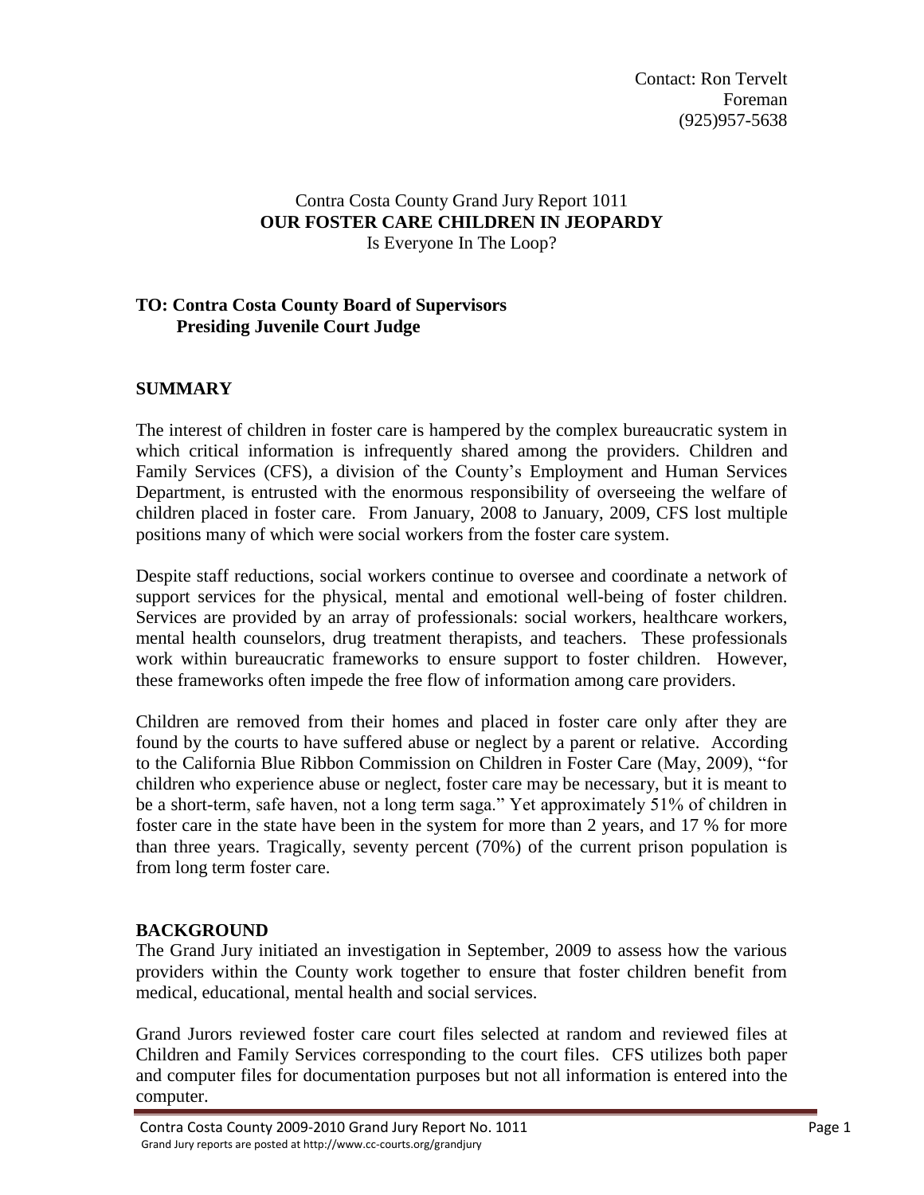Contact: Ron Tervelt
Foreman
(925)957-5638

Contra Costa County Grand Jury Report 1011
**OUR FOSTER CARE CHILDREN IN JEOPARDY**
Is Everyone In The Loop?

**TO: Contra Costa County Board of Supervisors**
**Presiding Juvenile Court Judge**

## SUMMARY

The interest of children in foster care is hampered by the complex bureaucratic system in which critical information is infrequently shared among the providers. Children and Family Services (CFS), a division of the County's Employment and Human Services Department, is entrusted with the enormous responsibility of overseeing the welfare of children placed in foster care. From January, 2008 to January, 2009, CFS lost multiple positions many of which were social workers from the foster care system.

Despite staff reductions, social workers continue to oversee and coordinate a network of support services for the physical, mental and emotional well-being of foster children. Services are provided by an array of professionals: social workers, healthcare workers, mental health counselors, drug treatment therapists, and teachers. These professionals work within bureaucratic frameworks to ensure support to foster children. However, these frameworks often impede the free flow of information among care providers.

Children are removed from their homes and placed in foster care only after they are found by the courts to have suffered abuse or neglect by a parent or relative. According to the California Blue Ribbon Commission on Children in Foster Care (May, 2009), "for children who experience abuse or neglect, foster care may be necessary, but it is meant to be a short-term, safe haven, not a long term saga." Yet approximately 51% of children in foster care in the state have been in the system for more than 2 years, and 17 % for more than three years. Tragically, seventy percent (70%) of the current prison population is from long term foster care.

## BACKGROUND

The Grand Jury initiated an investigation in September, 2009 to assess how the various providers within the County work together to ensure that foster children benefit from medical, educational, mental health and social services.

Grand Jurors reviewed foster care court files selected at random and reviewed files at Children and Family Services corresponding to the court files. CFS utilizes both paper and computer files for documentation purposes but not all information is entered into the computer.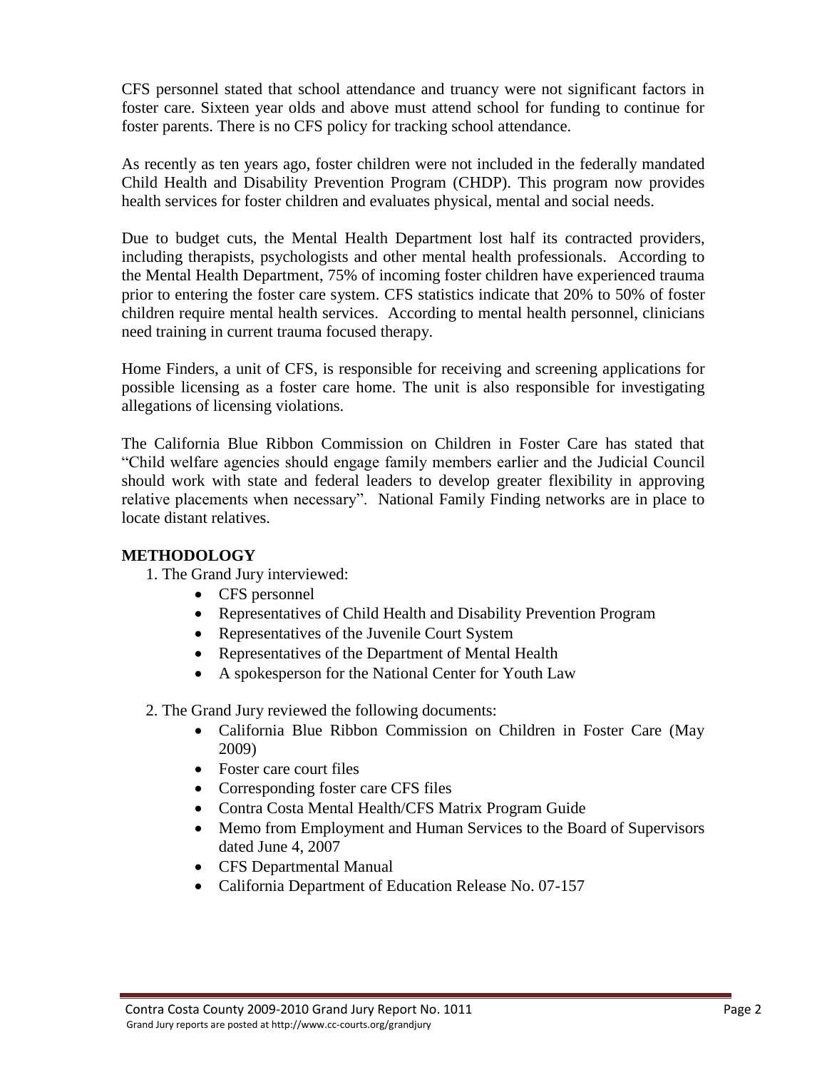CFS personnel stated that school attendance and truancy were not significant factors in foster care. Sixteen year olds and above must attend school for funding to continue for foster parents. There is no CFS policy for tracking school attendance.

As recently as ten years ago, foster children were not included in the federally mandated Child Health and Disability Prevention Program (CHDP). This program now provides health services for foster children and evaluates physical, mental and social needs.

Due to budget cuts, the Mental Health Department lost half its contracted providers, including therapists, psychologists and other mental health professionals. According to the Mental Health Department, 75% of incoming foster children have experienced trauma prior to entering the foster care system. CFS statistics indicate that 20% to 50% of foster children require mental health services. According to mental health personnel, clinicians need training in current trauma focused therapy.

Home Finders, a unit of CFS, is responsible for receiving and screening applications for possible licensing as a foster care home. The unit is also responsible for investigating allegations of licensing violations.

The California Blue Ribbon Commission on Children in Foster Care has stated that "Child welfare agencies should engage family members earlier and the Judicial Council should work with state and federal leaders to develop greater flexibility in approving relative placements when necessary". National Family Finding networks are in place to locate distant relatives.

## METHODOLOGY

1. The Grand Jury interviewed:
    - CFS personnel
    - Representatives of Child Health and Disability Prevention Program
    - Representatives of the Juvenile Court System
    - Representatives of the Department of Mental Health
    - A spokesperson for the National Center for Youth Law

2. The Grand Jury reviewed the following documents:
    - California Blue Ribbon Commission on Children in Foster Care (May 2009)
    - Foster care court files
    - Corresponding foster care CFS files
    - Contra Costa Mental Health/CFS Matrix Program Guide
    - Memo from Employment and Human Services to the Board of Supervisors dated June 4, 2007
    - CFS Departmental Manual
    - California Department of Education Release No. 07-157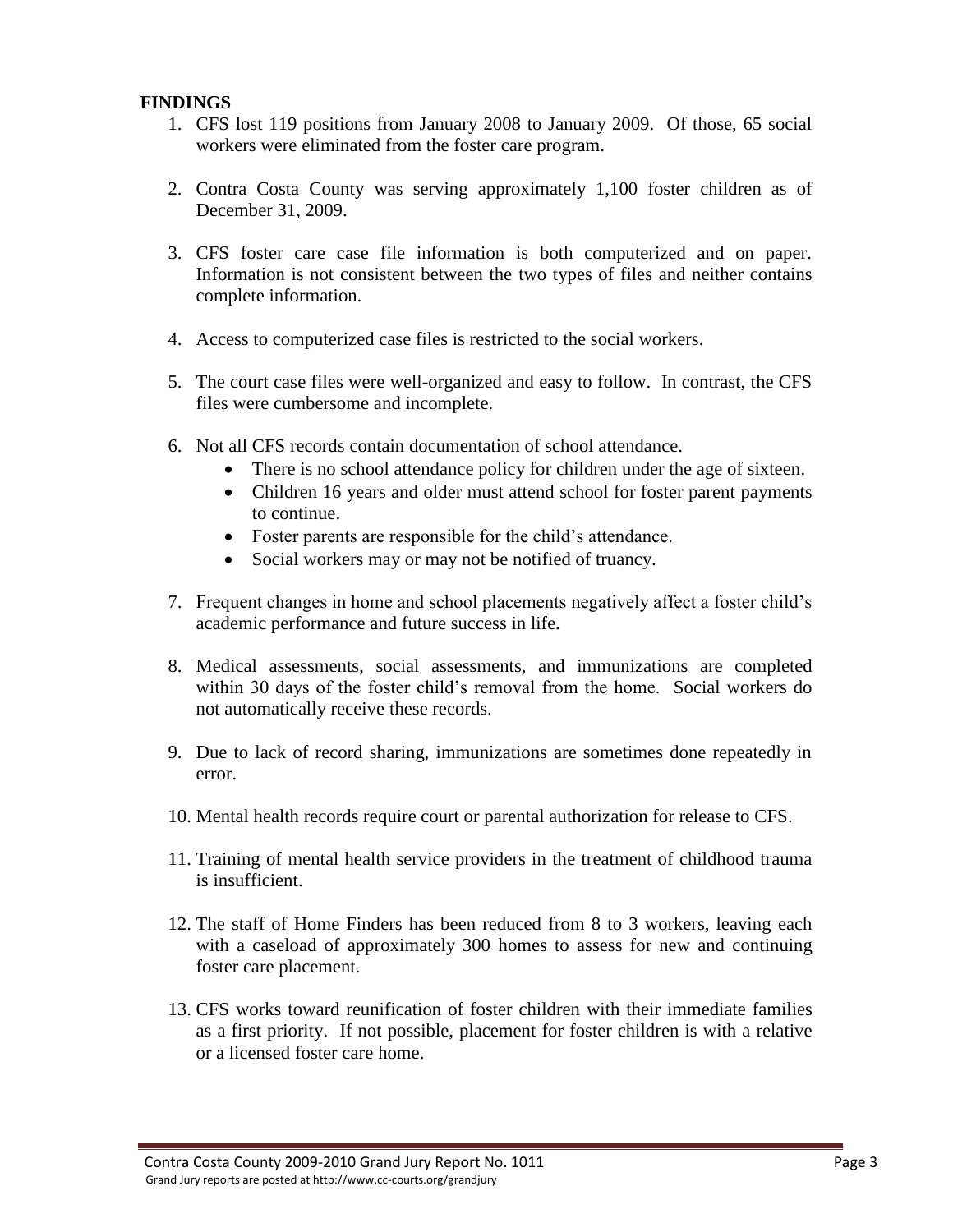**FINDINGS**

1. CFS lost 119 positions from January 2008 to January 2009. Of those, 65 social workers were eliminated from the foster care program.

2. Contra Costa County was serving approximately 1,100 foster children as of December 31, 2009.

3. CFS foster care case file information is both computerized and on paper. Information is not consistent between the two types of files and neither contains complete information.

4. Access to computerized case files is restricted to the social workers.

5. The court case files were well-organized and easy to follow. In contrast, the CFS files were cumbersome and incomplete.

6. Not all CFS records contain documentation of school attendance.
   - There is no school attendance policy for children under the age of sixteen.
   - Children 16 years and older must attend school for foster parent payments to continue.
   - Foster parents are responsible for the child's attendance.
   - Social workers may or may not be notified of truancy.

7. Frequent changes in home and school placements negatively affect a foster child's academic performance and future success in life.

8. Medical assessments, social assessments, and immunizations are completed within 30 days of the foster child's removal from the home. Social workers do not automatically receive these records.

9. Due to lack of record sharing, immunizations are sometimes done repeatedly in error.

10. Mental health records require court or parental authorization for release to CFS.

11. Training of mental health service providers in the treatment of childhood trauma is insufficient.

12. The staff of Home Finders has been reduced from 8 to 3 workers, leaving each with a caseload of approximately 300 homes to assess for new and continuing foster care placement.

13. CFS works toward reunification of foster children with their immediate families as a first priority. If not possible, placement for foster children is with a relative or a licensed foster care home.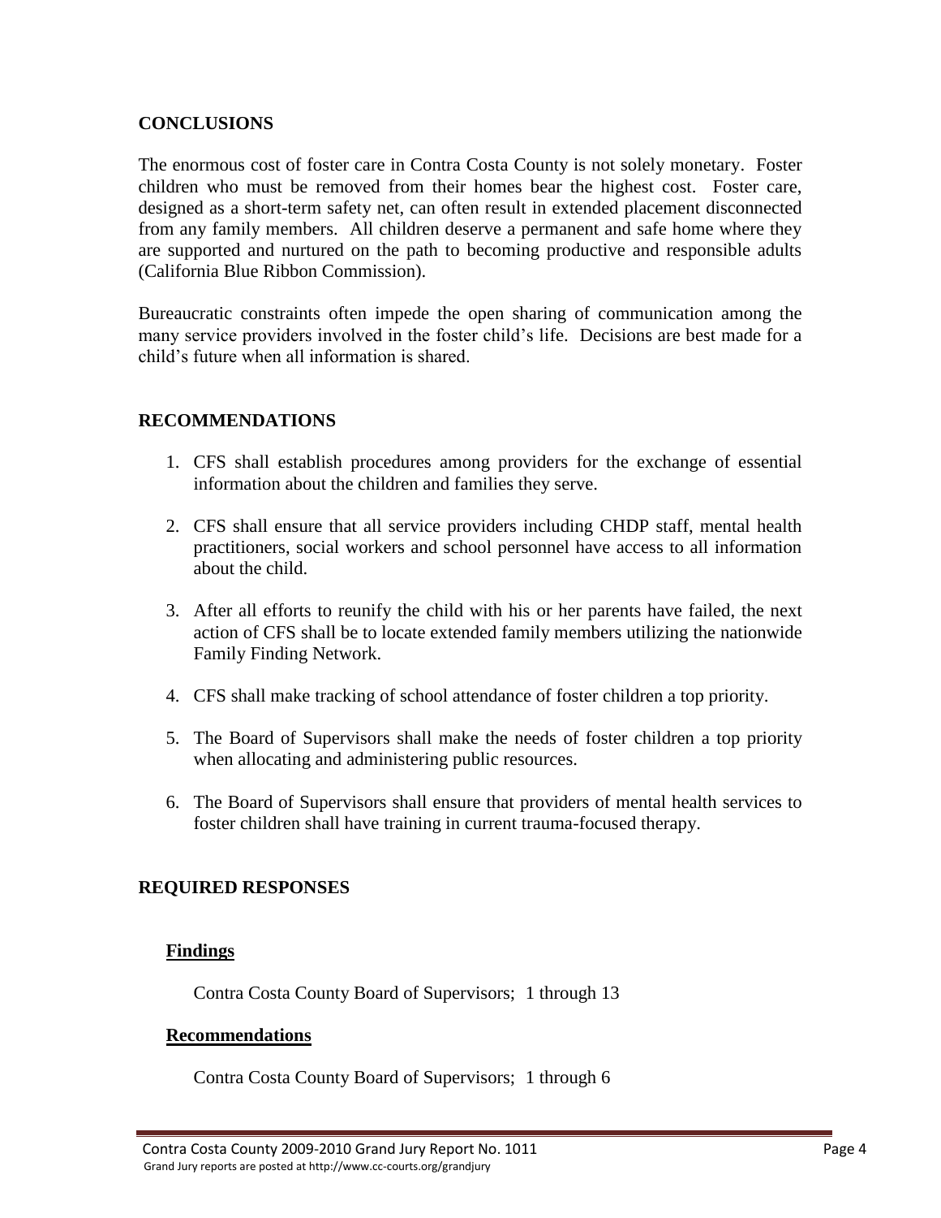## CONCLUSIONS

The enormous cost of foster care in Contra Costa County is not solely monetary. Foster children who must be removed from their homes bear the highest cost. Foster care, designed as a short-term safety net, can often result in extended placement disconnected from any family members. All children deserve a permanent and safe home where they are supported and nurtured on the path to becoming productive and responsible adults (California Blue Ribbon Commission).

Bureaucratic constraints often impede the open sharing of communication among the many service providers involved in the foster child's life. Decisions are best made for a child's future when all information is shared.

## RECOMMENDATIONS

1. CFS shall establish procedures among providers for the exchange of essential information about the children and families they serve.
2. CFS shall ensure that all service providers including CHDP staff, mental health practitioners, social workers and school personnel have access to all information about the child.
3. After all efforts to reunify the child with his or her parents have failed, the next action of CFS shall be to locate extended family members utilizing the nationwide Family Finding Network.
4. CFS shall make tracking of school attendance of foster children a top priority.
5. The Board of Supervisors shall make the needs of foster children a top priority when allocating and administering public resources.
6. The Board of Supervisors shall ensure that providers of mental health services to foster children shall have training in current trauma-focused therapy.

## REQUIRED RESPONSES

### Findings

Contra Costa County Board of Supervisors; 1 through 13

### Recommendations

Contra Costa County Board of Supervisors; 1 through 6